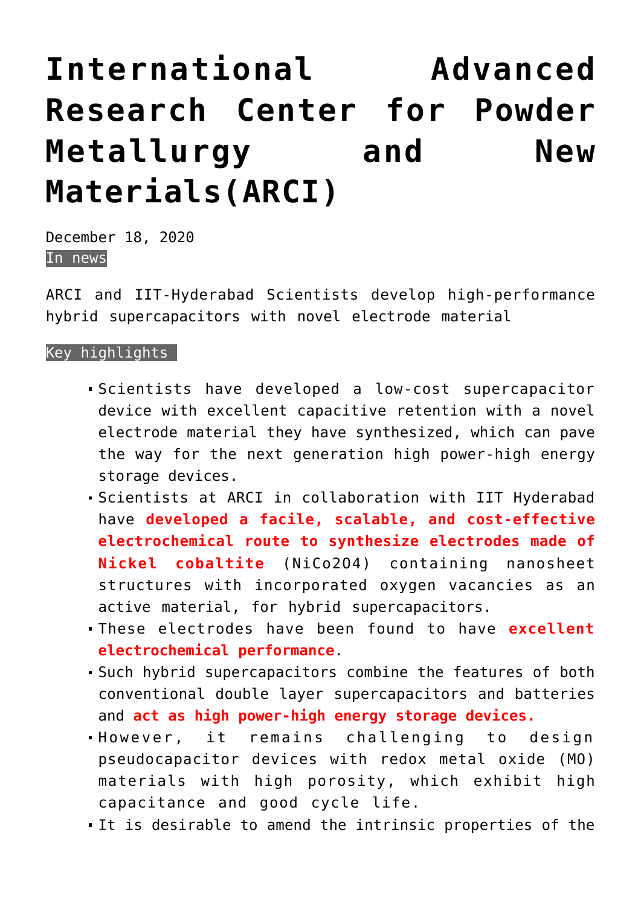# International Advanced Research Center for Powder Metallurgy and New Materials(ARCI)

December 18, 2020

In news

ARCI and IIT-Hyderabad Scientists develop high-performance hybrid supercapacitors with novel electrode material

Key highlights

- Scientists have developed a low-cost supercapacitor device with excellent capacitive retention with a novel electrode material they have synthesized, which can pave the way for the next generation high power-high energy storage devices.
- Scientists at ARCI in collaboration with IIT Hyderabad have **developed a facile, scalable, and cost-effective electrochemical route to synthesize electrodes made of Nickel cobaltite** ($NiCo_2O_4$) containing nanosheet structures with incorporated oxygen vacancies as an active material, for hybrid supercapacitors.
- These electrodes have been found to have **excellent electrochemical performance**.
- Such hybrid supercapacitors combine the features of both conventional double layer supercapacitors and batteries and **act as high power-high energy storage devices.**
- However, it remains challenging to design pseudocapacitor devices with redox metal oxide (MO) materials with high porosity, which exhibit high capacitance and good cycle life.
- It is desirable to amend the intrinsic properties of the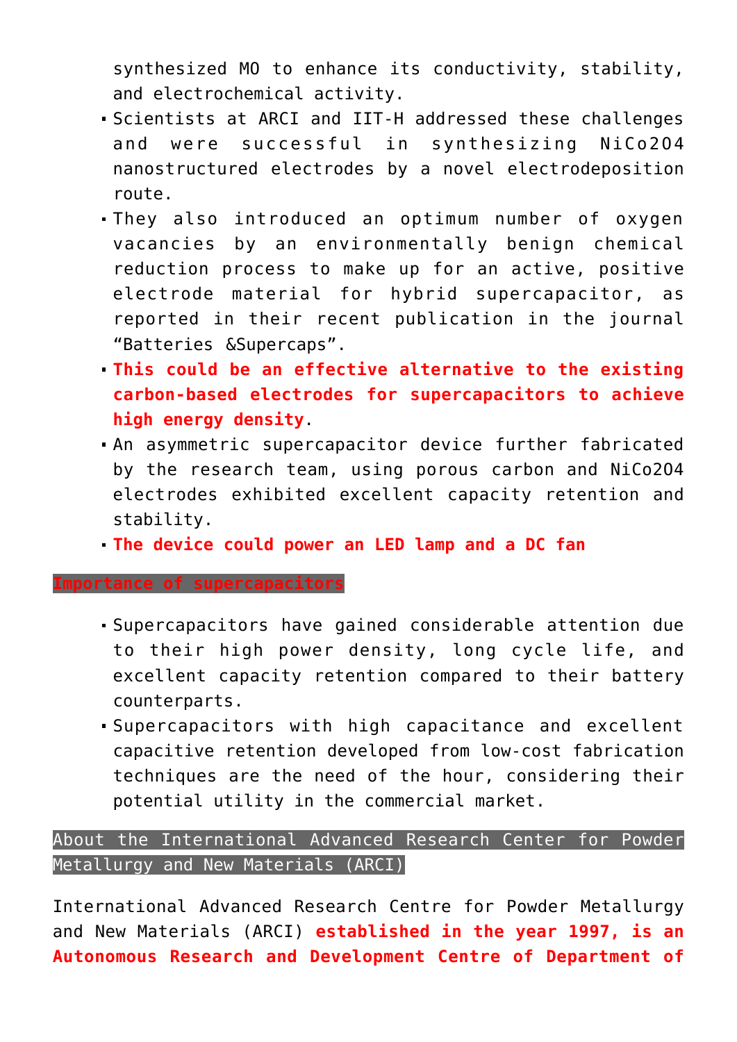synthesized MO to enhance its conductivity, stability, and electrochemical activity.

- Scientists at ARCI and IIT-H addressed these challenges and were successful in synthesizing $NiCo_2O_4$ nanostructured electrodes by a novel electrodeposition route.
- They also introduced an optimum number of oxygen vacancies by an environmentally benign chemical reduction process to make up for an active, positive electrode material for hybrid supercapacitor, as reported in their recent publication in the journal "Batteries &Supercaps".
- **This could be an effective alternative to the existing carbon-based electrodes for supercapacitors to achieve high energy density**.
- An asymmetric supercapacitor device further fabricated by the research team, using porous carbon and $NiCo_2O_4$ electrodes exhibited excellent capacity retention and stability.
- **The device could power an LED lamp and a DC fan**

## Importance of supercapacitors

- Supercapacitors have gained considerable attention due to their high power density, long cycle life, and excellent capacity retention compared to their battery counterparts.
- Supercapacitors with high capacitance and excellent capacitive retention developed from low-cost fabrication techniques are the need of the hour, considering their potential utility in the commercial market.

## About the International Advanced Research Center for Powder Metallurgy and New Materials (ARCI)

International Advanced Research Centre for Powder Metallurgy and New Materials (ARCI) **established in the year 1997, is an Autonomous Research and Development Centre of Department of**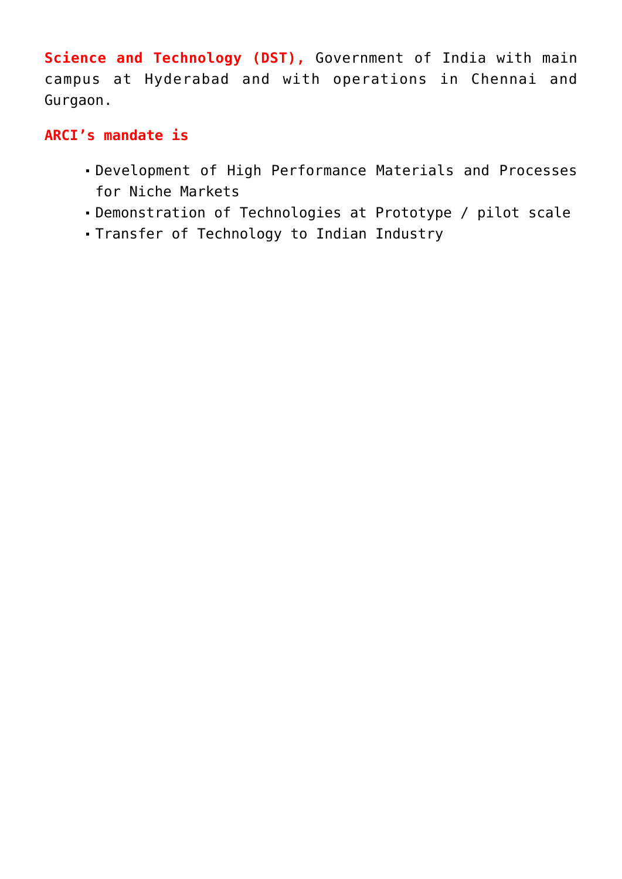**Science and Technology (DST),** Government of India with main campus at Hyderabad and with operations in Chennai and Gurgaon.

**ARCI's mandate is**

- Development of High Performance Materials and Processes for Niche Markets
- Demonstration of Technologies at Prototype / pilot scale
- Transfer of Technology to Indian Industry